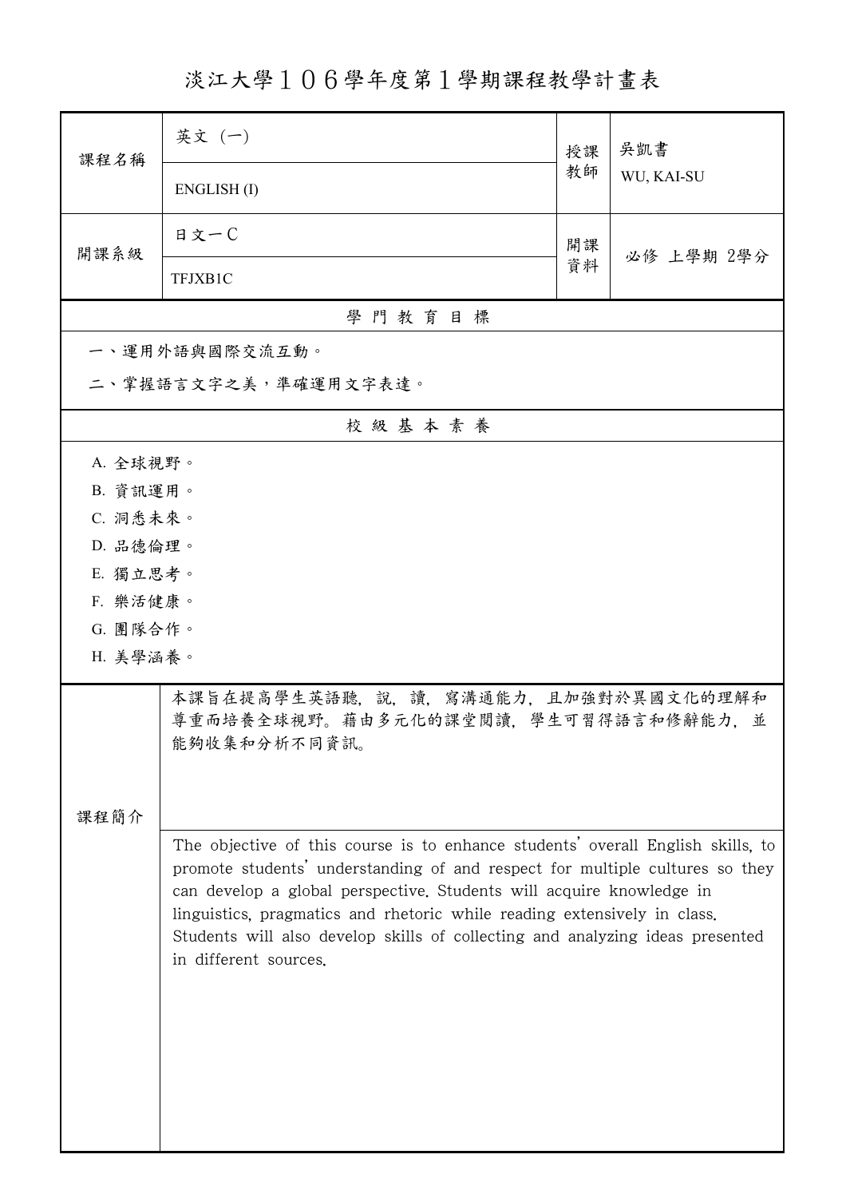# 淡江大學１０６學年度第１學期課程教學計畫表

| 課程名稱 | 英文（一） | 授課教師 | 吳凱書 |
|---|---|---|---|
| | ENGLISH (I) | | WU, KAI-SU |
| 開課系級 | 日文一Ｃ | 開課資料 | 必修 上學期 2學分 |
| | TFJXB1C | | |

## 學 門 教 育 目 標

一、運用外語與國際交流互動。

二、掌握語言文字之美，準確運用文字表達。

## 校 級 基 本 素 養

A. 全球視野。

B. 資訊運用。

C. 洞悉未來。

D. 品德倫理。

E. 獨立思考。

F. 樂活健康。

G. 團隊合作。

H. 美學涵養。

## 課程簡介

本課旨在提高學生英語聽，說，讀，寫溝通能力，且加強對於異國文化的理解和尊重而培養全球視野。藉由多元化的課堂閱讀，學生可習得語言和修辭能力，並能夠收集和分析不同資訊。

The objective of this course is to enhance students' overall English skills, to promote students' understanding of and respect for multiple cultures so they can develop a global perspective. Students will acquire knowledge in linguistics, pragmatics and rhetoric while reading extensively in class. Students will also develop skills of collecting and analyzing ideas presented in different sources.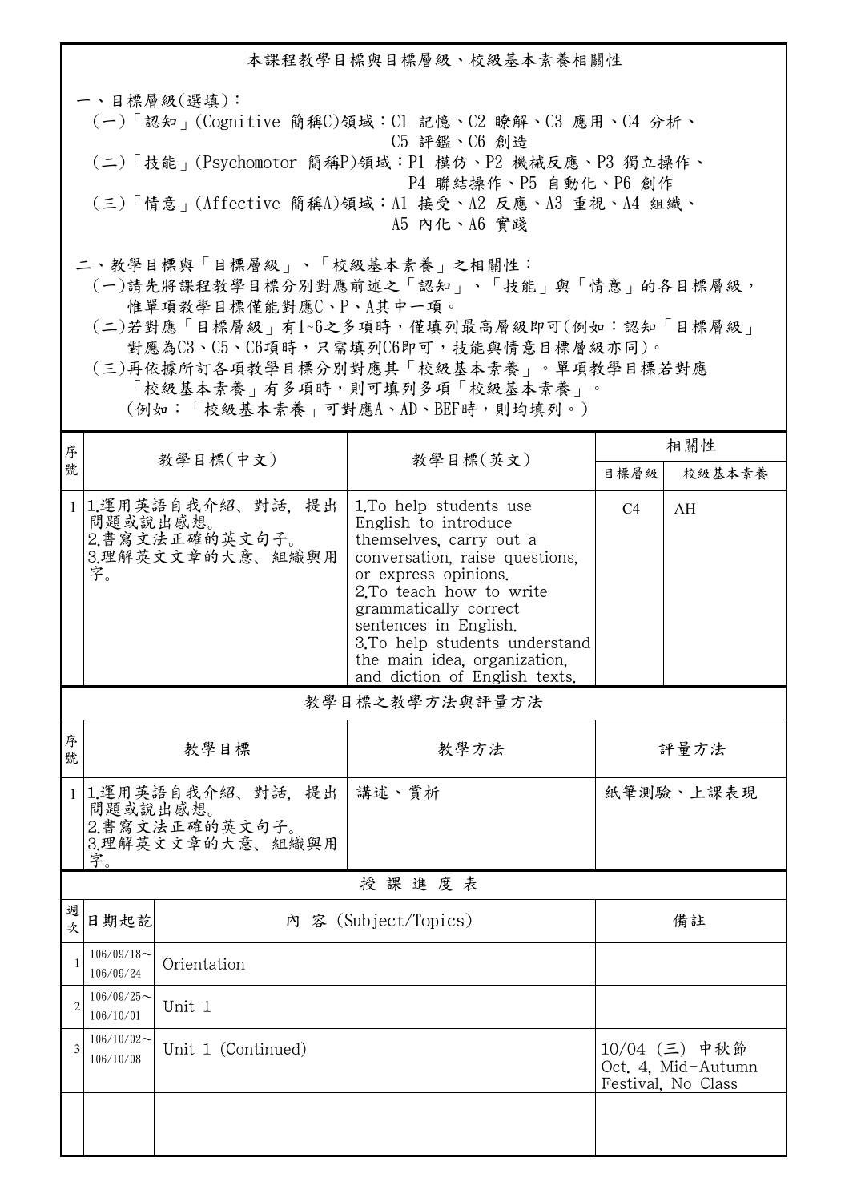## 本課程教學目標與目標層級、校級基本素養相關性

一、目標層級(選填)：

(一)「認知」(Cognitive 簡稱C)領域：C1 記憶、C2 瞭解、C3 應用、C4 分析、C5 評鑑、C6 創造

(二)「技能」(Psychomotor 簡稱P)領域：P1 模仿、P2 機械反應、P3 獨立操作、P4 聯結操作、P5 自動化、P6 創作

(三)「情意」(Affective 簡稱A)領域：A1 接受、A2 反應、A3 重視、A4 組織、A5 內化、A6 實踐

二、教學目標與「目標層級」、「校級基本素養」之相關性：

(一)請先將課程教學目標分別對應前述之「認知」、「技能」與「情意」的各目標層級，惟單項教學目標僅能對應C、P、A其中一項。

(二)若對應「目標層級」有1~6之多項時，僅填列最高層級即可(例如：認知「目標層級」對應為C3、C5、C6項時，只需填列C6即可，技能與情意目標層級亦同)。

(三)再依據所訂各項教學目標分別對應其「校級基本素養」。單項教學目標若對應「校級基本素養」有多項時，則可填列多項「校級基本素養」。(例如：「校級基本素養」可對應A、AD、BEF時，則均填列。)

| 序號 | 教學目標(中文) | 教學目標(英文) | 相關性 | |
|---|---|---|---|---|
| | | | 目標層級 | 校級基本素養 |
| 1 | 1.運用英語自我介紹、對話，提出問題或說出感想。<br>2.書寫文法正確的英文句子。<br>3.理解英文文章的大意、組織與用字。 | 1.To help students use English to introduce themselves, carry out a conversation, raise questions, or express opinions.<br>2.To teach how to write grammatically correct sentences in English.<br>3.To help students understand the main idea, organization, and diction of English texts. | C4 | AH |

## 教學目標之教學方法與評量方法

| 序號 | 教學目標 | 教學方法 | 評量方法 |
|---|---|---|---|
| 1 | 1.運用英語自我介紹、對話，提出問題或說出感想。<br>2.書寫文法正確的英文句子。<br>3.理解英文文章的大意、組織與用字。 | 講述、賞析 | 紙筆測驗、上課表現 |

## 授 課 進 度 表

| 週次 | 日期起訖 | 內 容 (Subject/Topics) | 備註 |
|---|---|---|---|
| 1 | 106/09/18～106/09/24 | Orientation | |
| 2 | 106/09/25～106/10/01 | Unit 1 | |
| 3 | 106/10/02～106/10/08 | Unit 1 (Continued) | 10/04 (三) 中秋節<br>Oct. 4, Mid-Autumn Festival, No Class |
| | | | |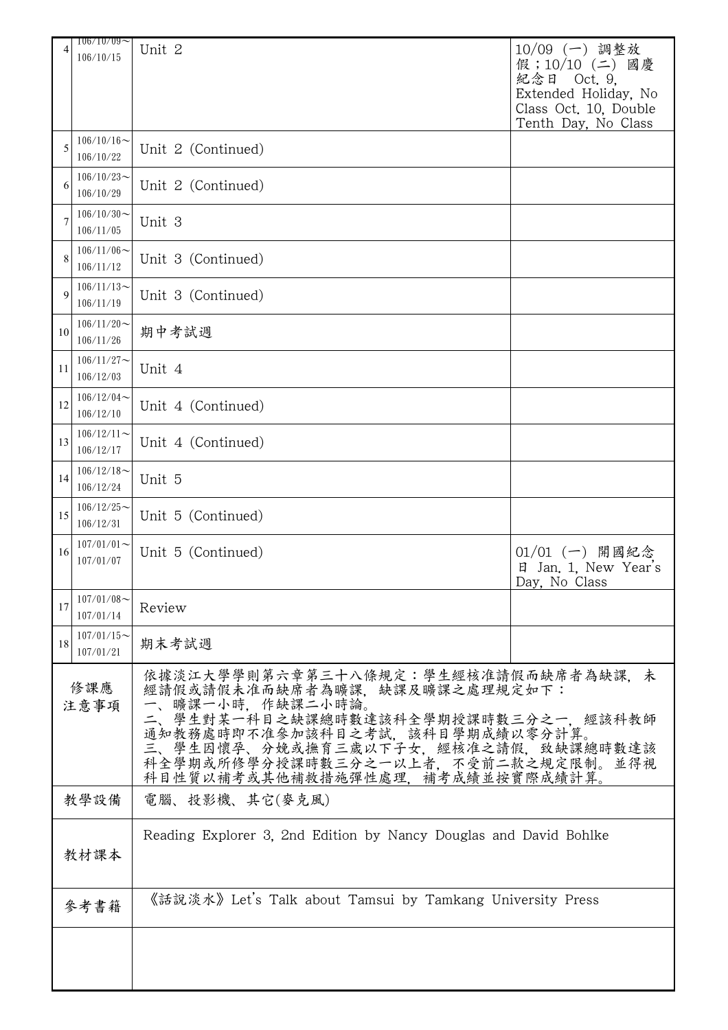| | | | |
|---|---|---|---|
| 4 | 106/10/09～<br>106/10/15 | Unit 2 | 10/09（一）調整放假；10/10（二）國慶紀念日 Oct. 9, Extended Holiday, No Class Oct. 10, Double Tenth Day, No Class |
| 5 | 106/10/16～<br>106/10/22 | Unit 2 (Continued) | |
| 6 | 106/10/23～<br>106/10/29 | Unit 2 (Continued) | |
| 7 | 106/10/30～<br>106/11/05 | Unit 3 | |
| 8 | 106/11/06～<br>106/11/12 | Unit 3 (Continued) | |
| 9 | 106/11/13～<br>106/11/19 | Unit 3 (Continued) | |
| 10 | 106/11/20～<br>106/11/26 | 期中考試週 | |
| 11 | 106/11/27～<br>106/12/03 | Unit 4 | |
| 12 | 106/12/04～<br>106/12/10 | Unit 4 (Continued) | |
| 13 | 106/12/11～<br>106/12/17 | Unit 4 (Continued) | |
| 14 | 106/12/18～<br>106/12/24 | Unit 5 | |
| 15 | 106/12/25～<br>106/12/31 | Unit 5 (Continued) | |
| 16 | 107/01/01～<br>107/01/07 | Unit 5 (Continued) | 01/01（一）開國紀念日 Jan. 1, New Year's Day, No Class |
| 17 | 107/01/08～<br>107/01/14 | Review | |
| 18 | 107/01/15～<br>107/01/21 | 期末考試週 | |

| | |
|---|---|
| 修課應注意事項 | 依據淡江大學學則第六章第三十八條規定：學生經核准請假而缺席者為缺課，未經請假或請假未准而缺席者為曠課，缺課及曠課之處理規定如下：<br>一、曠課一小時，作缺課二小時論。<br>二、學生對某一科目之缺課總時數達該科全學期授課時數三分之一，經該科教師通知教務處時即不准參加該科目之考試，該科目學期成績以零分計算。<br>三、學生因懷孕、分娩或撫育三歲以下子女，經核准之請假，致缺課總時數達該科全學期或所修學分授課時數三分之一以上者，不受前二款之規定限制。並得視科目性質以補考或其他補救措施彈性處理，補考成績並按實際成績計算。 |
| 教學設備 | 電腦、投影機、其它(麥克風) |
| 教材課本 | Reading Explorer 3, 2nd Edition by Nancy Douglas and David Bohlke |
| 參考書籍 | 《話說淡水》Let's Talk about Tamsui by Tamkang University Press |
| | |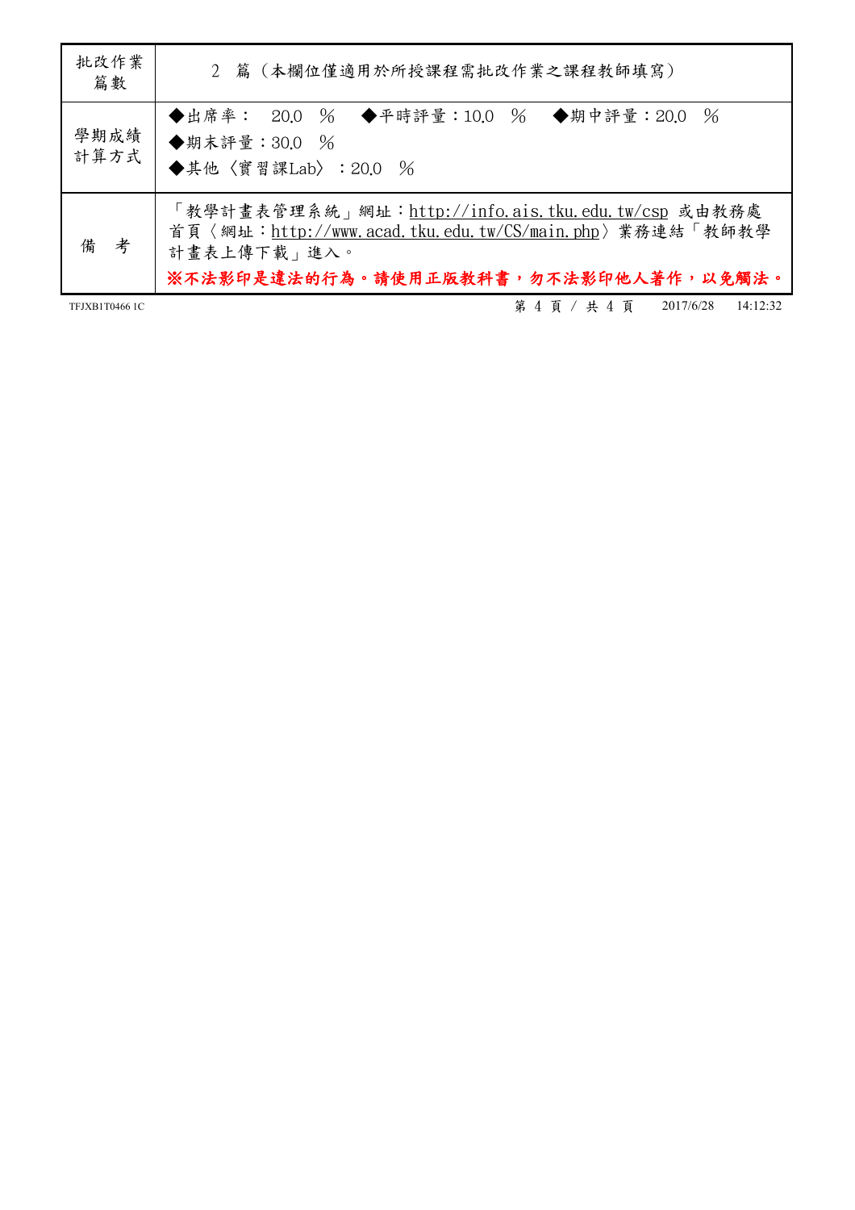| | |
|---|---|
| 批改作業篇數 | 2　篇（本欄位僅適用於所授課程需批改作業之課程教師填寫） |
| 學期成績計算方式 | ◆出席率：　20.0　％　◆平時評量：10.0　％　◆期中評量：20.0　％<br>◆期末評量：30.0　％<br>◆其他〈實習課Lab〉：20.0　％ |
| 備　考 | 「教學計畫表管理系統」網址：http://info.ais.tku.edu.tw/csp 或由教務處首頁〈網址：http://www.acad.tku.edu.tw/CS/main.php〉業務連結「教師教學計畫表上傳下載」進入。<br>**※不法影印是違法的行為。請使用正版教科書，勿不法影印他人著作，以免觸法。** |

TFJXB1T0466 1C　　2017/6/28　14:12:32